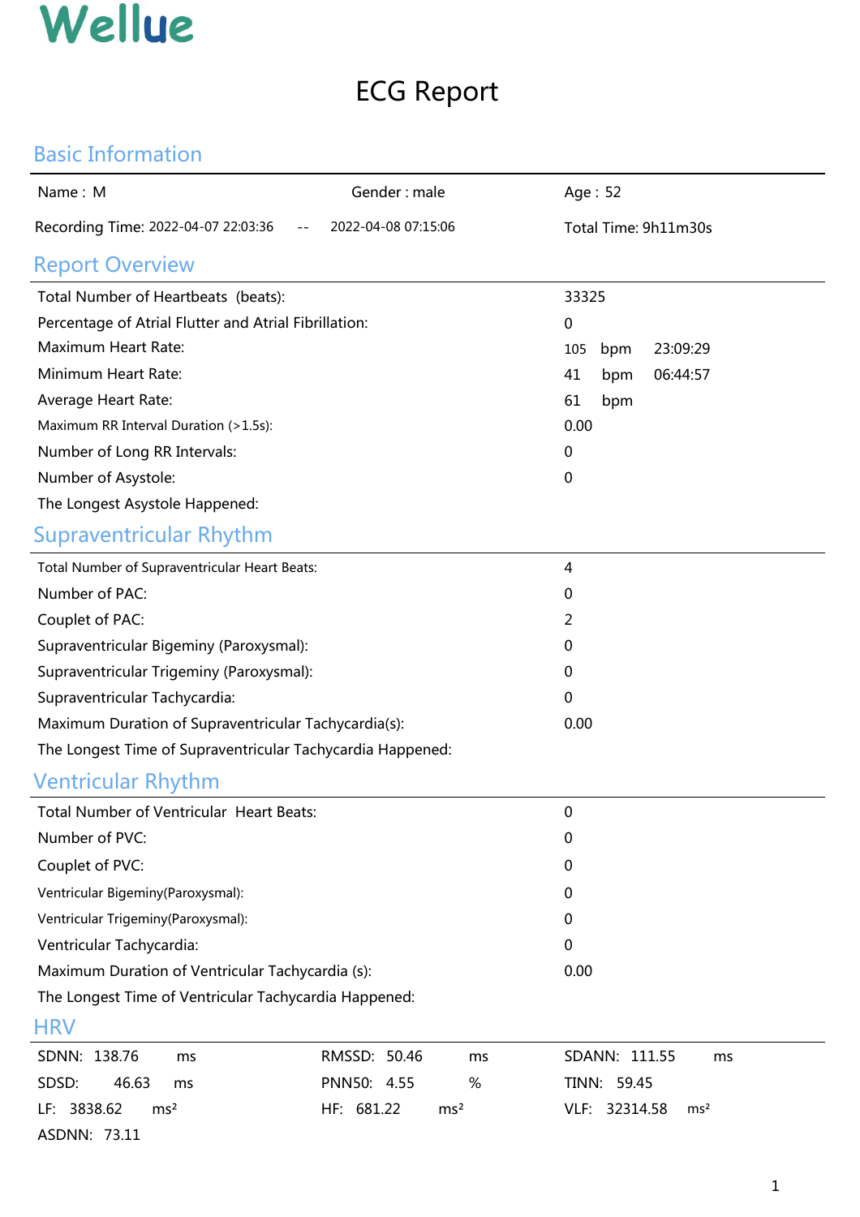Wellue

# ECG Report

## Basic Information

| Name : M | Gender : male | Age : 52 |
|---|---|---|
| Recording Time: 2022-04-07 22:03:36 -- 2022-04-08 07:15:06 | | Total Time: 9h11m30s |

## Report Overview

| | |
|---|---|
| Total Number of Heartbeats (beats): | 33325 |
| Percentage of Atrial Flutter and Atrial Fibrillation: | 0 |
| Maximum Heart Rate: | 105 bpm 23:09:29 |
| Minimum Heart Rate: | 41 bpm 06:44:57 |
| Average Heart Rate: | 61 bpm |
| Maximum RR Interval Duration (>1.5s): | 0.00 |
| Number of Long RR Intervals: | 0 |
| Number of Asystole: | 0 |
| The Longest Asystole Happened: | |

## Supraventricular Rhythm

| | |
|---|---|
| Total Number of Supraventricular Heart Beats: | 4 |
| Number of PAC: | 0 |
| Couplet of PAC: | 2 |
| Supraventricular Bigeminy (Paroxysmal): | 0 |
| Supraventricular Trigeminy (Paroxysmal): | 0 |
| Supraventricular Tachycardia: | 0 |
| Maximum Duration of Supraventricular Tachycardia(s): | 0.00 |
| The Longest Time of Supraventricular Tachycardia Happened: | |

## Ventricular Rhythm

| | |
|---|---|
| Total Number of Ventricular Heart Beats: | 0 |
| Number of PVC: | 0 |
| Couplet of PVC: | 0 |
| Ventricular Bigeminy(Paroxysmal): | 0 |
| Ventricular Trigeminy(Paroxysmal): | 0 |
| Ventricular Tachycardia: | 0 |
| Maximum Duration of Ventricular Tachycardia (s): | 0.00 |
| The Longest Time of Ventricular Tachycardia Happened: | |

## HRV

| | | |
|---|---|---|
| SDNN: 138.76 ms | RMSSD: 50.46 ms | SDANN: 111.55 ms |
| SDSD: 46.63 ms | PNN50: 4.55 % | TINN: 59.45 |
| LF: 3838.62 $ms^2$ | HF: 681.22 $ms^2$ | VLF: 32314.58 $ms^2$ |
| ASDNN: 73.11 | | |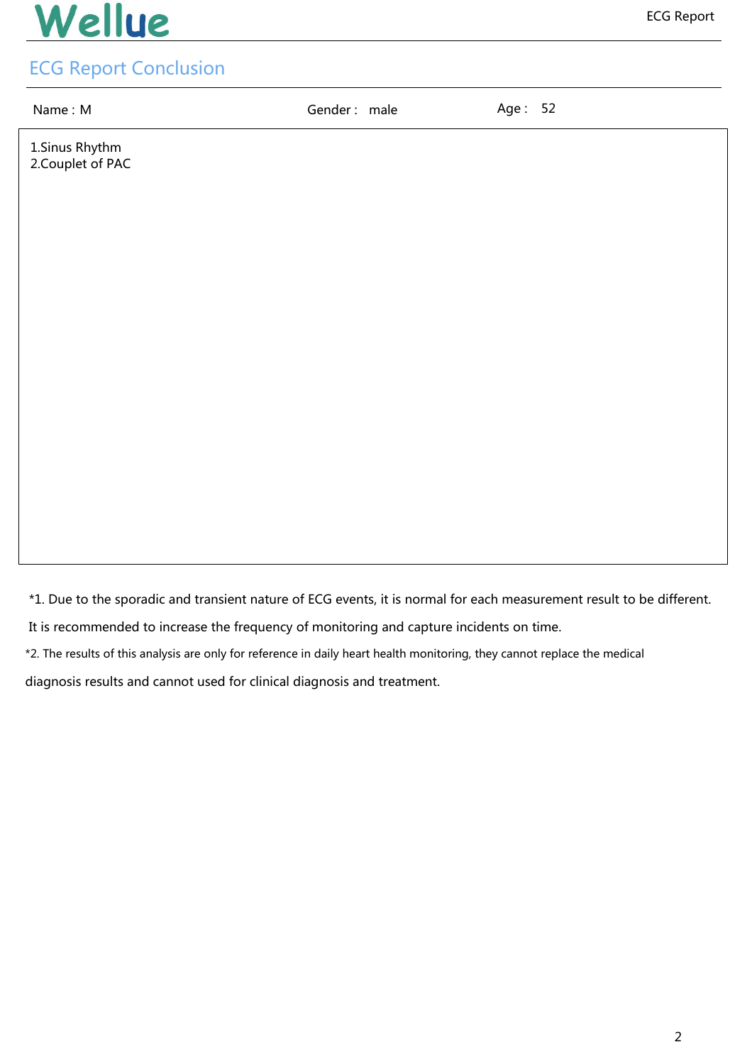## ECG Report Conclusion

Name : M　　　　　　　　Gender : male　　　　　　　　Age : 52

1.Sinus Rhythm
2.Couplet of PAC

*1. Due to the sporadic and transient nature of ECG events, it is normal for each measurement result to be different. It is recommended to increase the frequency of monitoring and capture incidents on time.

*2. The results of this analysis are only for reference in daily heart health monitoring, they cannot replace the medical diagnosis results and cannot used for clinical diagnosis and treatment.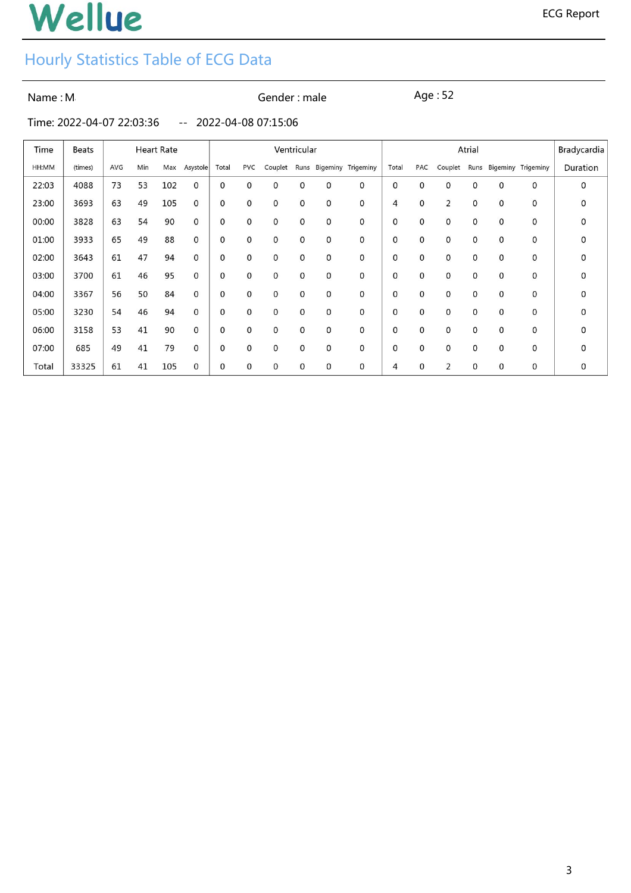Wellue

ECG Report

## Hourly Statistics Table of ECG Data

Name : M　　　Gender : male　　　Age : 52

Time: 2022-04-07 22:03:36　--　2022-04-08 07:15:06

| Time | Beats | Heart Rate | | | | Ventricular | | | | | | Atrial | | | | | | Bradycardia |
|---|---|---|---|---|---|---|---|---|---|---|---|---|---|---|---|---|---|---|
| HH:MM | (times) | AVG | Min | Max | Asystole | Total | PVC | Couplet | Runs | Bigeminy | Trigeminy | Total | PAC | Couplet | Runs | Bigeminy | Trigeminy | Duration |
| 22:03 | 4088 | 73 | 53 | 102 | 0 | 0 | 0 | 0 | 0 | 0 | 0 | 0 | 0 | 0 | 0 | 0 | 0 | 0 |
| 23:00 | 3693 | 63 | 49 | 105 | 0 | 0 | 0 | 0 | 0 | 0 | 0 | 4 | 0 | 2 | 0 | 0 | 0 | 0 |
| 00:00 | 3828 | 63 | 54 | 90 | 0 | 0 | 0 | 0 | 0 | 0 | 0 | 0 | 0 | 0 | 0 | 0 | 0 | 0 |
| 01:00 | 3933 | 65 | 49 | 88 | 0 | 0 | 0 | 0 | 0 | 0 | 0 | 0 | 0 | 0 | 0 | 0 | 0 | 0 |
| 02:00 | 3643 | 61 | 47 | 94 | 0 | 0 | 0 | 0 | 0 | 0 | 0 | 0 | 0 | 0 | 0 | 0 | 0 | 0 |
| 03:00 | 3700 | 61 | 46 | 95 | 0 | 0 | 0 | 0 | 0 | 0 | 0 | 0 | 0 | 0 | 0 | 0 | 0 | 0 |
| 04:00 | 3367 | 56 | 50 | 84 | 0 | 0 | 0 | 0 | 0 | 0 | 0 | 0 | 0 | 0 | 0 | 0 | 0 | 0 |
| 05:00 | 3230 | 54 | 46 | 94 | 0 | 0 | 0 | 0 | 0 | 0 | 0 | 0 | 0 | 0 | 0 | 0 | 0 | 0 |
| 06:00 | 3158 | 53 | 41 | 90 | 0 | 0 | 0 | 0 | 0 | 0 | 0 | 0 | 0 | 0 | 0 | 0 | 0 | 0 |
| 07:00 | 685 | 49 | 41 | 79 | 0 | 0 | 0 | 0 | 0 | 0 | 0 | 0 | 0 | 0 | 0 | 0 | 0 | 0 |
| Total | 33325 | 61 | 41 | 105 | 0 | 0 | 0 | 0 | 0 | 0 | 0 | 4 | 0 | 2 | 0 | 0 | 0 | 0 |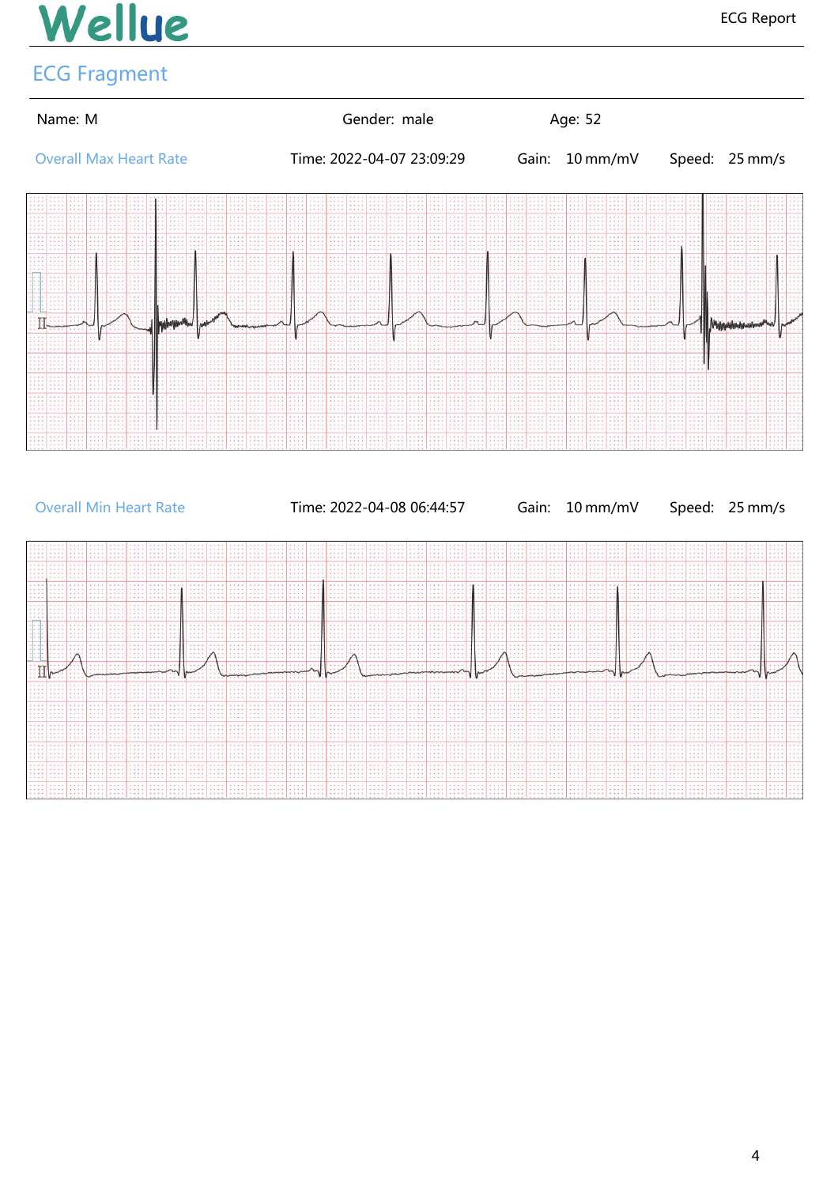# ECG Fragment

Name: M    Gender: male    Age: 52

Overall Max Heart Rate    Time: 2022-04-07 23:09:29    Gain: 10 mm/mV    Speed: 25 mm/s

II

Overall Min Heart Rate    Time: 2022-04-08 06:44:57    Gain: 10 mm/mV    Speed: 25 mm/s

II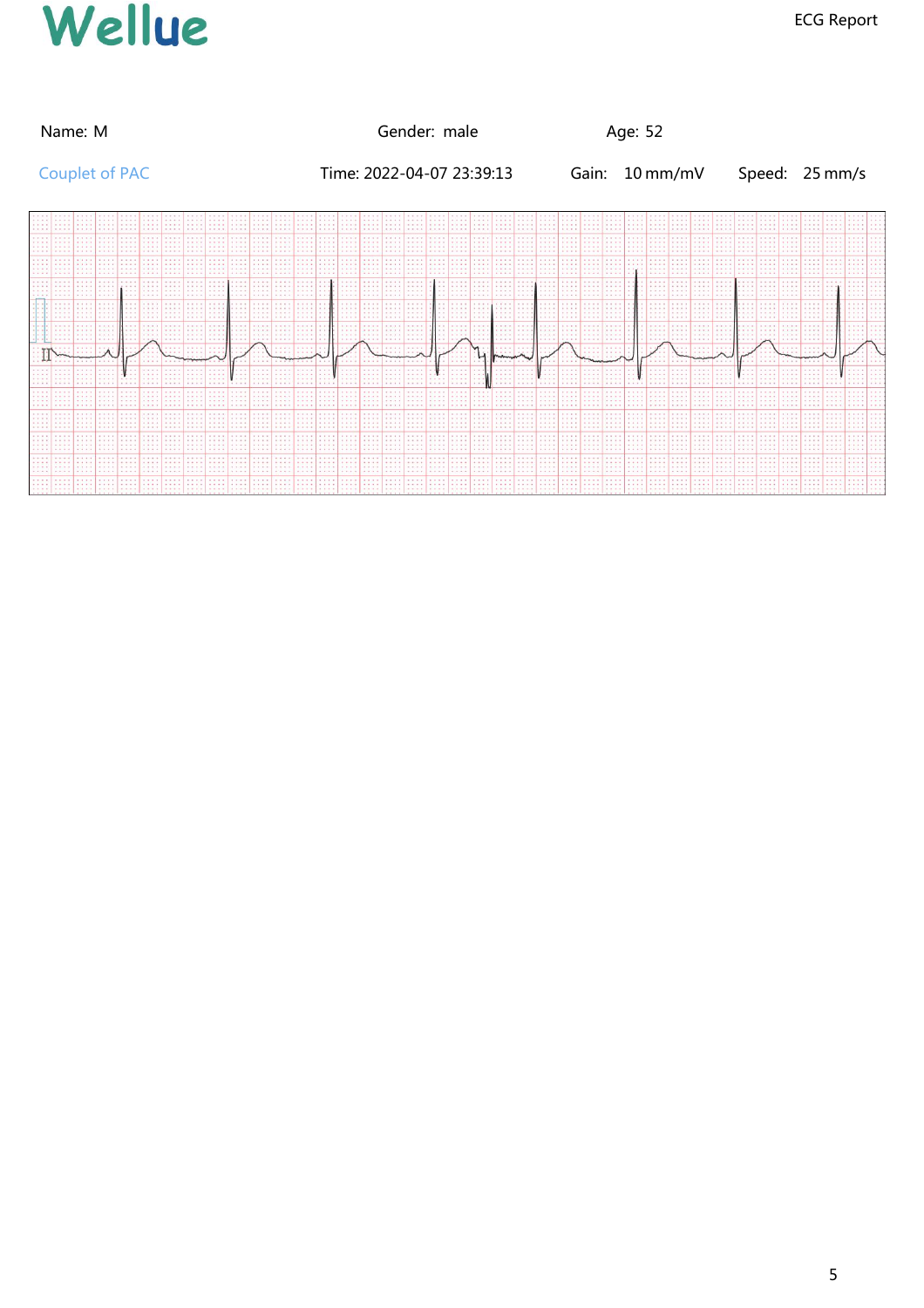Wellue

ECG Report

Name: M

Gender: male

Age: 52

Couplet of PAC

Time: 2022-04-07 23:39:13

Gain: 10 mm/mV

Speed: 25 mm/s

II